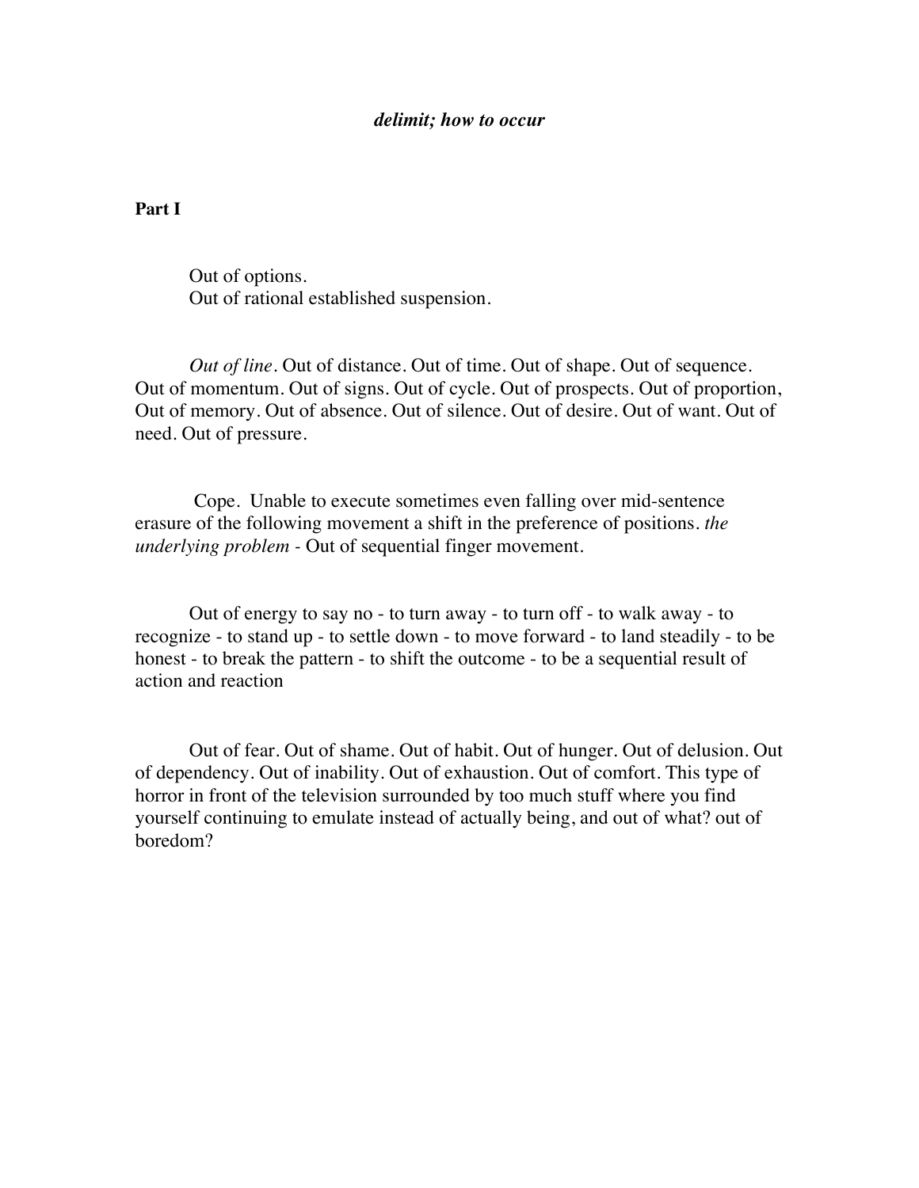***delimit; how to occur***

**Part I**

Out of options.
Out of rational established suspension.

*Out of line*. Out of distance. Out of time. Out of shape. Out of sequence. Out of momentum. Out of signs. Out of cycle. Out of prospects. Out of proportion, Out of memory. Out of absence. Out of silence. Out of desire. Out of want. Out of need. Out of pressure.

Cope. Unable to execute sometimes even falling over mid-sentence erasure of the following movement a shift in the preference of positions. *the underlying problem* - Out of sequential finger movement.

Out of energy to say no - to turn away - to turn off - to walk away - to recognize - to stand up - to settle down - to move forward - to land steadily - to be honest - to break the pattern - to shift the outcome - to be a sequential result of action and reaction

Out of fear. Out of shame. Out of habit. Out of hunger. Out of delusion. Out of dependency. Out of inability. Out of exhaustion. Out of comfort. This type of horror in front of the television surrounded by too much stuff where you find yourself continuing to emulate instead of actually being, and out of what? out of boredom?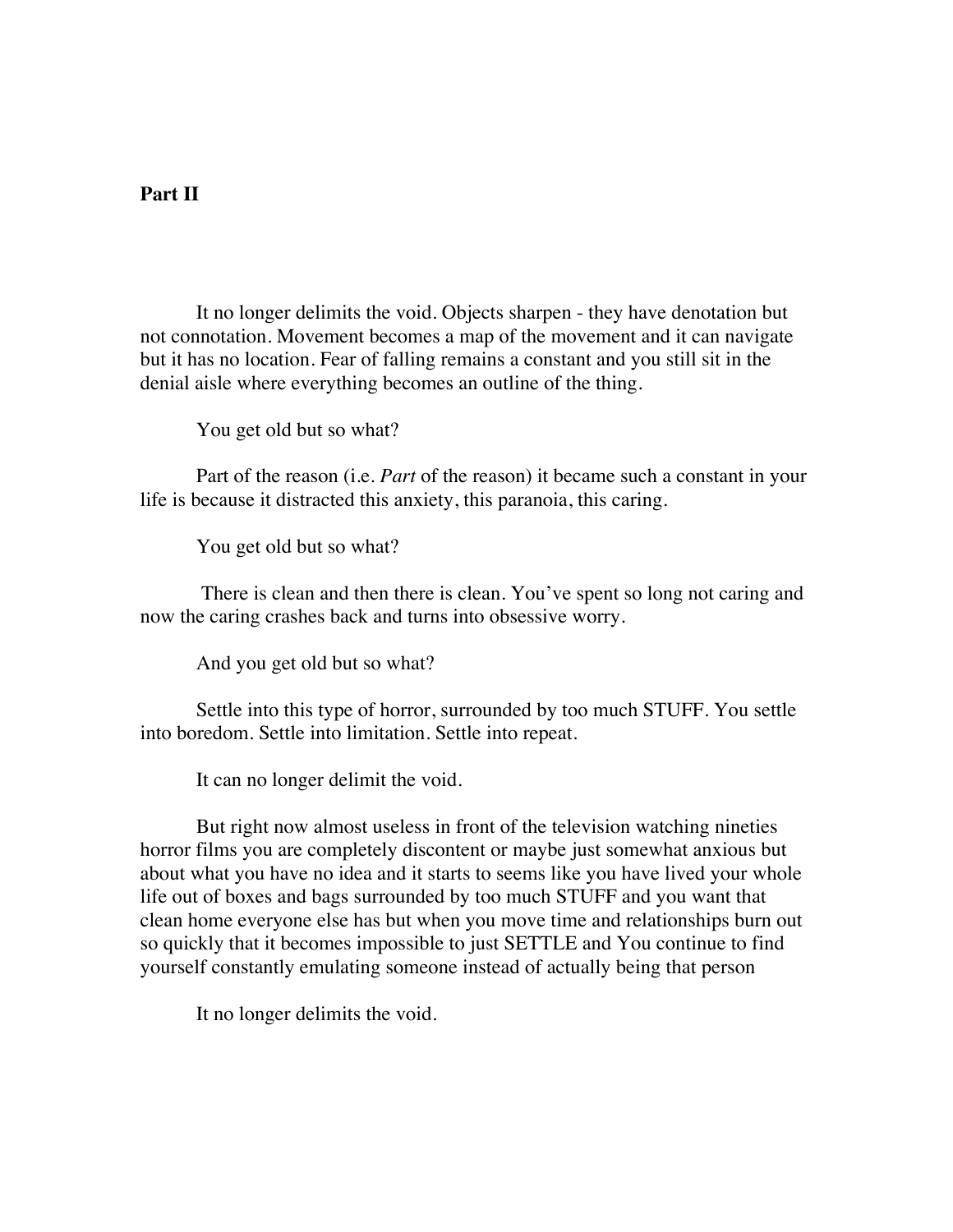**Part II**

It no longer delimits the void. Objects sharpen - they have denotation but not connotation. Movement becomes a map of the movement and it can navigate but it has no location. Fear of falling remains a constant and you still sit in the denial aisle where everything becomes an outline of the thing.

You get old but so what?

Part of the reason (i.e. *Part* of the reason) it became such a constant in your life is because it distracted this anxiety, this paranoia, this caring.

You get old but so what?

There is clean and then there is clean. You've spent so long not caring and now the caring crashes back and turns into obsessive worry.

And you get old but so what?

Settle into this type of horror, surrounded by too much STUFF. You settle into boredom. Settle into limitation. Settle into repeat.

It can no longer delimit the void.

But right now almost useless in front of the television watching nineties horror films you are completely discontent or maybe just somewhat anxious but about what you have no idea and it starts to seems like you have lived your whole life out of boxes and bags surrounded by too much STUFF and you want that clean home everyone else has but when you move time and relationships burn out so quickly that it becomes impossible to just SETTLE and You continue to find yourself constantly emulating someone instead of actually being that person

It no longer delimits the void.